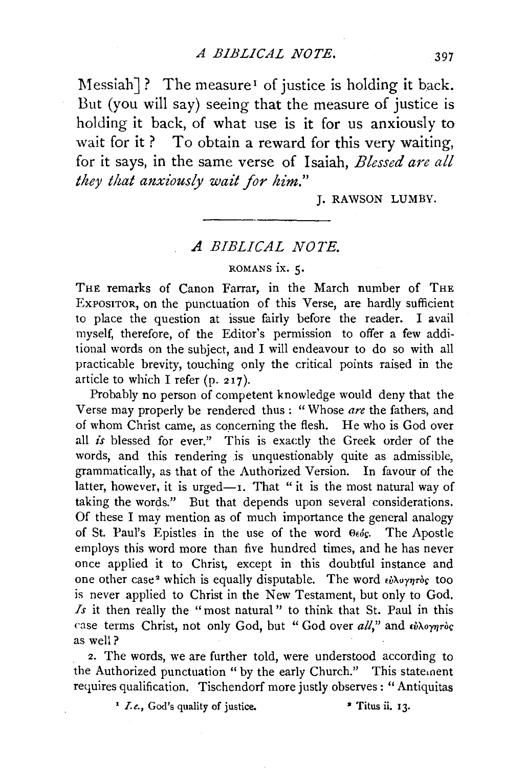Messiah]? The measure[1] of justice is holding it back. But (you will say) seeing that the measure of justice is holding it back, of what use is it for us anxiously to wait for it? To obtain a reward for this very waiting, for it says, in the same verse of Isaiah, *Blessed are all they that anxiously wait for him.*"

J. RAWSON LUMBY.

---

## A BIBLICAL NOTE.

### ROMANS ix. 5.

THE remarks of Canon Farrar, in the March number of THE EXPOSITOR, on the punctuation of this Verse, are hardly sufficient to place the question at issue fairly before the reader. I avail myself, therefore, of the Editor's permission to offer a few additional words on the subject, and I will endeavour to do so with all practicable brevity, touching only the critical points raised in the article to which I refer (p. 217).

Probably no person of competent knowledge would deny that the Verse may properly be rendered thus: "Whose *are* the fathers, and of whom Christ came, as concerning the flesh. He who is God over all *is* blessed for ever." This is exactly the Greek order of the words, and this rendering is unquestionably quite as admissible, grammatically, as that of the Authorized Version. In favour of the latter, however, it is urged—1. That "it is the most natural way of taking the words." But that depends upon several considerations. Of these I may mention as of much importance the general analogy of St. Paul's Epistles in the use of the word Θεός. The Apostle employs this word more than five hundred times, and he has never once applied it to Christ, except in this doubtful instance and one other case[2] which is equally disputable. The word εὐλογητὸς too is never applied to Christ in the New Testament, but only to God. *Is* it then really the "most natural" to think that St. Paul in this case terms Christ, not only God, but "God over *all*," and εὐλογητὸς as well?

2. The words, we are further told, were understood according to the Authorized punctuation "by the early Church." This statement requires qualification. Tischendorf more justly observes: "Antiquitas

[1] *I.e.*, God's quality of justice.

[2] Titus ii. 13.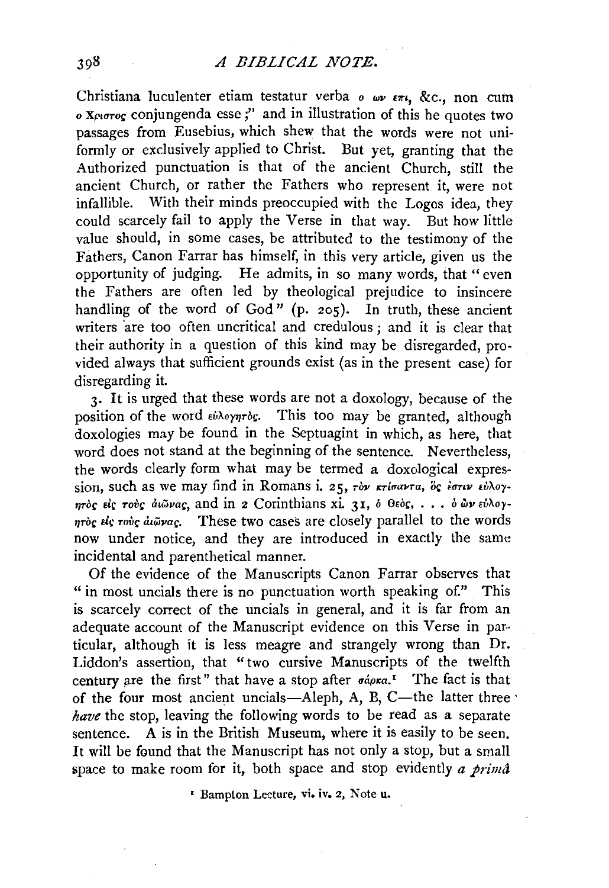Christiana luculenter etiam testatur verba *ο ων επι*, &c., non cum *ο Χριστος* conjungenda esse ;" and in illustration of this he quotes two passages from Eusebius, which shew that the words were not uniformly or exclusively applied to Christ. But yet, granting that the Authorized punctuation is that of the ancient Church, still the ancient Church, or rather the Fathers who represent it, were not infallible. With their minds preoccupied with the Logos idea, they could scarcely fail to apply the Verse in that way. But how little value should, in some cases, be attributed to the testimony of the Fathers, Canon Farrar has himself, in this very article, given us the opportunity of judging. He admits, in so many words, that "even the Fathers are often led by theological prejudice to insincere handling of the word of God" (p. 205). In truth, these ancient writers are too often uncritical and credulous ; and it is clear that their authority in a question of this kind may be disregarded, provided always that sufficient grounds exist (as in the present case) for disregarding it.

3. It is urged that these words are not a doxology, because of the position of the word *εὐλογητὸς*. This too may be granted, although doxologies may be found in the Septuagint in which, as here, that word does not stand at the beginning of the sentence. Nevertheless, the words clearly form what may be termed a doxological expression, such as we may find in Romans i. 25, *τὸν κτίσαντα, ὅς ἐστιν εὐλογητὸς εἰς τοὺς αἰῶνας*, and in 2 Corinthians xi. 31, *ὁ Θεὸς, . . . ὁ ὢν εὐλογητὸς εἰς τοὺς αἰῶνας*. These two cases are closely parallel to the words now under notice, and they are introduced in exactly the same incidental and parenthetical manner.

Of the evidence of the Manuscripts Canon Farrar observes that "in most uncials there is no punctuation worth speaking of." This is scarcely correct of the uncials in general, and it is far from an adequate account of the Manuscript evidence on this Verse in particular, although it is less meagre and strangely wrong than Dr. Liddon's assertion, that "two cursive Manuscripts of the twelfth century are the first" that have a stop after *σάρκα*.[1] The fact is that of the four most ancient uncials—Aleph, A, B, C—the latter three *have* the stop, leaving the following words to be read as a separate sentence. A is in the British Museum, where it is easily to be seen. It will be found that the Manuscript has not only a stop, but a small space to make room for it, both space and stop evidently *a primâ*

[1] Bampton Lecture, vi. iv. 2, Note u.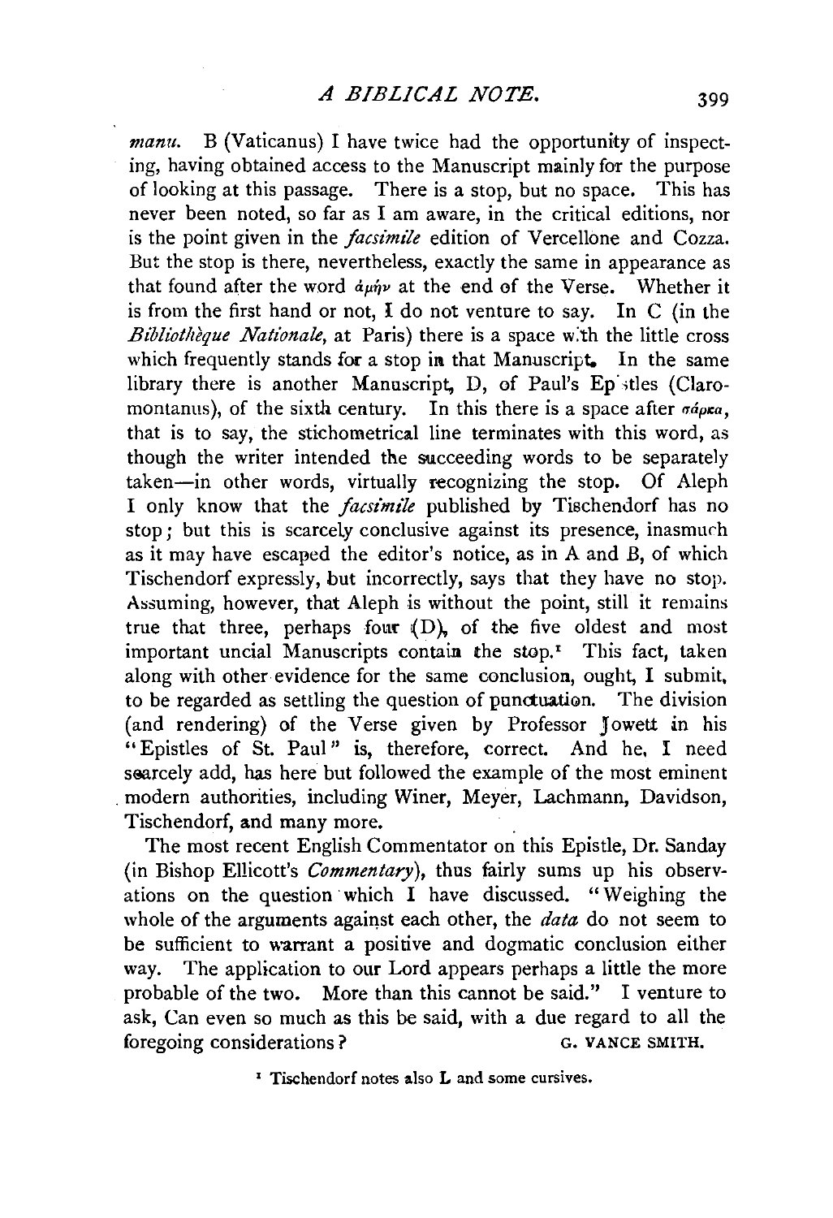*manu.* B (Vaticanus) I have twice had the opportunity of inspecting, having obtained access to the Manuscript mainly for the purpose of looking at this passage. There is a stop, but no space. This has never been noted, so far as I am aware, in the critical editions, nor is the point given in the *facsimile* edition of Vercellone and Cozza. But the stop is there, nevertheless, exactly the same in appearance as that found after the word ἀμήν at the end of the Verse. Whether it is from the first hand or not, I do not venture to say. In C (in the *Bibliothèque Nationale*, at Paris) there is a space with the little cross which frequently stands for a stop in that Manuscript. In the same library there is another Manuscript, D, of Paul's Epistles (Claromontanus), of the sixth century. In this there is a space after σάρκα, that is to say, the stichometrical line terminates with this word, as though the writer intended the succeeding words to be separately taken—in other words, virtually recognizing the stop. Of Aleph I only know that the *facsimile* published by Tischendorf has no stop; but this is scarcely conclusive against its presence, inasmuch as it may have escaped the editor's notice, as in A and B, of which Tischendorf expressly, but incorrectly, says that they have no stop. Assuming, however, that Aleph is without the point, still it remains true that three, perhaps four (D), of the five oldest and most important uncial Manuscripts contain the stop.[1] This fact, taken along with other evidence for the same conclusion, ought, I submit, to be regarded as settling the question of punctuation. The division (and rendering) of the Verse given by Professor Jowett in his "Epistles of St. Paul" is, therefore, correct. And he, I need scarcely add, has here but followed the example of the most eminent modern authorities, including Winer, Meyer, Lachmann, Davidson, Tischendorf, and many more.

The most recent English Commentator on this Epistle, Dr. Sanday (in Bishop Ellicott's *Commentary*), thus fairly sums up his observations on the question which I have discussed. "Weighing the whole of the arguments against each other, the *data* do not seem to be sufficient to warrant a positive and dogmatic conclusion either way. The application to our Lord appears perhaps a little the more probable of the two. More than this cannot be said." I venture to ask, Can even so much as this be said, with a due regard to all the foregoing considerations?

G. VANCE SMITH.

[1] Tischendorf notes also L and some cursives.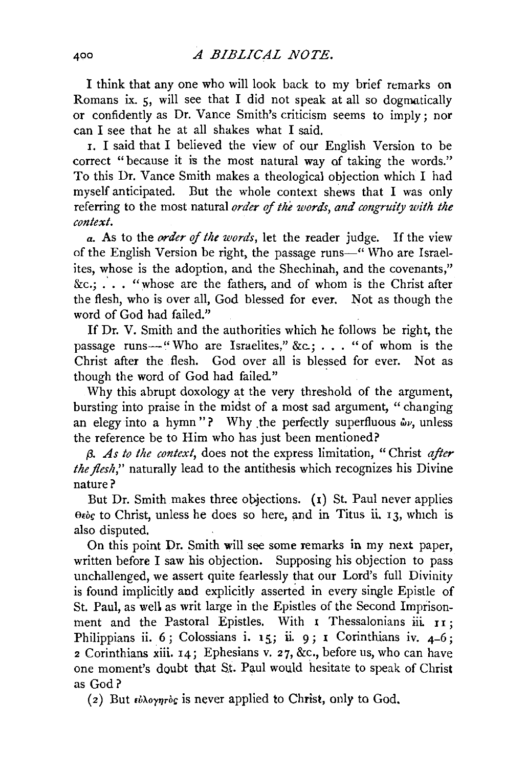I think that any one who will look back to my brief remarks on Romans ix. 5, will see that I did not speak at all so dogmatically or confidently as Dr. Vance Smith's criticism seems to imply; nor can I see that he at all shakes what I said.

1. I said that I believed the view of our English Version to be correct "because it is the most natural way of taking the words." To this Dr. Vance Smith makes a theological objection which I had myself anticipated. But the whole context shews that I was only referring to the most natural *order of the words, and congruity with the context.*

*a.* As to the *order of the words*, let the reader judge. If the view of the English Version be right, the passage runs—"Who are Israelites, whose is the adoption, and the Shechinah, and the covenants," &c.; . . . "whose are the fathers, and of whom is the Christ after the flesh, who is over all, God blessed for ever. Not as though the word of God had failed."

If Dr. V. Smith and the authorities which he follows be right, the passage runs—"Who are Israelites," &c.; . . . "of whom is the Christ after the flesh. God over all is blessed for ever. Not as though the word of God had failed."

Why this abrupt doxology at the very threshold of the argument, bursting into praise in the midst of a most sad argument, "changing an elegy into a hymn"? Why the perfectly superfluous ὢν, unless the reference be to Him who has just been mentioned?

*β. As to the context*, does not the express limitation, "Christ *after the flesh*," naturally lead to the antithesis which recognizes his Divine nature?

But Dr. Smith makes three objections. (1) St. Paul never applies Θεὸς to Christ, unless he does so here, and in Titus ii. 13, which is also disputed.

On this point Dr. Smith will see some remarks in my next paper, written before I saw his objection. Supposing his objection to pass unchallenged, we assert quite fearlessly that our Lord's full Divinity is found implicitly and explicitly asserted in every single Epistle of St. Paul, as well as writ large in the Epistles of the Second Imprisonment and the Pastoral Epistles. With 1 Thessalonians iii. 11; Philippians ii. 6; Colossians i. 15; ii. 9; 1 Corinthians iv. 4–6; 2 Corinthians xiii. 14; Ephesians v. 27, &c., before us, who can have one moment's doubt that St. Paul would hesitate to speak of Christ as God?

(2) But εὐλογητὸς is never applied to Christ, only to God.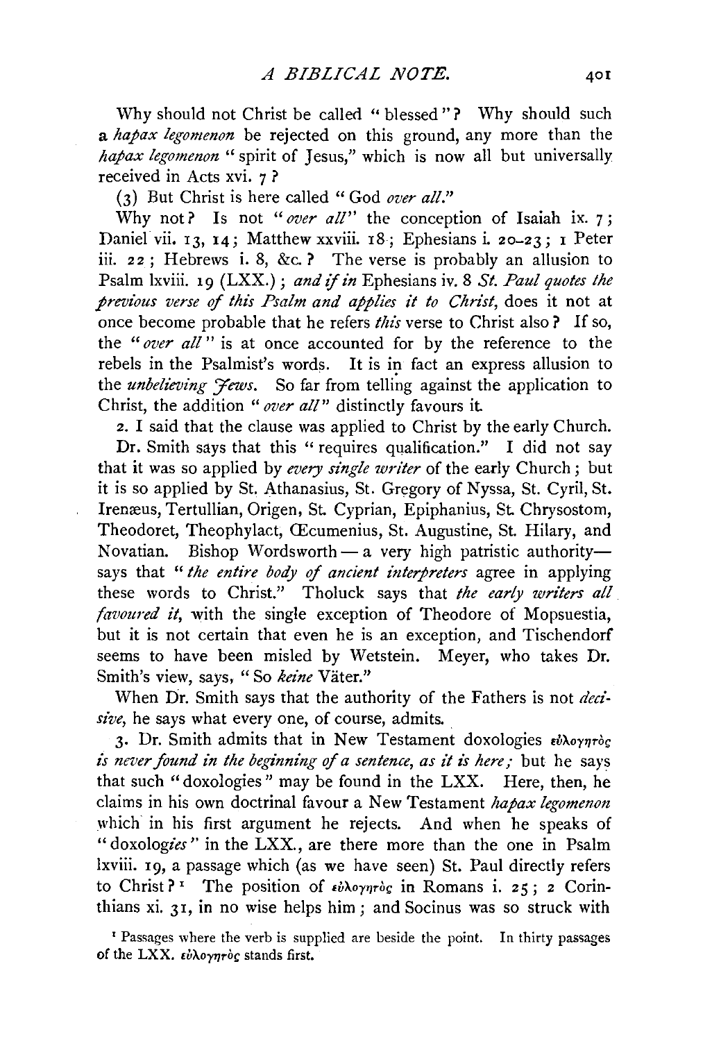Why should not Christ be called "blessed"? Why should such a *hapax legomenon* be rejected on this ground, any more than the *hapax legomenon* "spirit of Jesus," which is now all but universally received in Acts xvi. 7?

(3) But Christ is here called "God *over all*."

Why not? Is not "*over all*" the conception of Isaiah ix. 7; Daniel vii. 13, 14; Matthew xxviii. 18; Ephesians i. 20–23; 1 Peter iii. 22; Hebrews i. 8, &c.? The verse is probably an allusion to Psalm lxviii. 19 (LXX.); *and if in* Ephesians iv. 8 *St. Paul quotes the previous verse of this Psalm and applies it to Christ*, does it not at once become probable that he refers *this* verse to Christ also? If so, the "*over all*" is at once accounted for by the reference to the rebels in the Psalmist's words. It is in fact an express allusion to the *unbelieving Jews*. So far from telling against the application to Christ, the addition "*over all*" distinctly favours it.

2. I said that the clause was applied to Christ by the early Church.

Dr. Smith says that this "requires qualification." I did not say that it was so applied by *every single writer* of the early Church; but it is so applied by St. Athanasius, St. Gregory of Nyssa, St. Cyril, St. Irenæus, Tertullian, Origen, St. Cyprian, Epiphanius, St. Chrysostom, Theodoret, Theophylact, Œcumenius, St. Augustine, St. Hilary, and Novatian. Bishop Wordsworth — a very high patristic authority — says that "*the entire body of ancient interpreters* agree in applying these words to Christ." Tholuck says that *the early writers all favoured it*, with the single exception of Theodore of Mopsuestia, but it is not certain that even he is an exception, and Tischendorf seems to have been misled by Wetstein. Meyer, who takes Dr. Smith's view, says, "So *keine* Väter."

When Dr. Smith says that the authority of the Fathers is not *decisive*, he says what every one, of course, admits.

3. Dr. Smith admits that in New Testament doxologies εὐλογητὸς *is never found in the beginning of a sentence, as it is here;* but he says that such "doxologies" may be found in the LXX. Here, then, he claims in his own doctrinal favour a New Testament *hapax legomenon* which in his first argument he rejects. And when he speaks of "doxolog*ies*" in the LXX., are there more than the one in Psalm lxviii. 19, a passage which (as we have seen) St. Paul directly refers to Christ?[1] The position of εὐλογητὸς in Romans i. 25; 2 Corinthians xi. 31, in no wise helps him; and Socinus was so struck with

[1] Passages where the verb is supplied are beside the point. In thirty passages of the LXX. εὐλογητὸς stands first.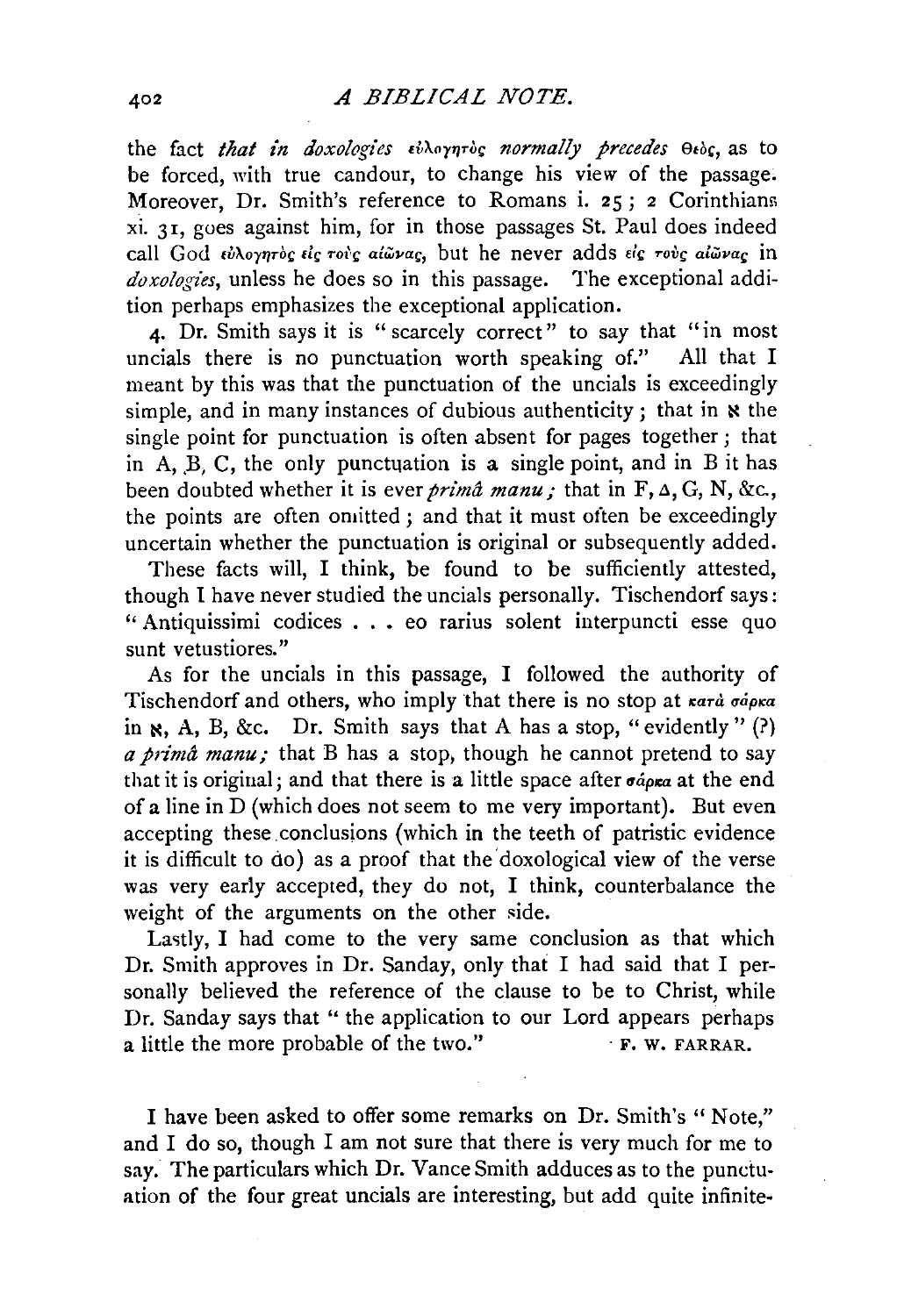the fact *that in doxologies* εὐλογητὸς *normally precedes* Θεός, as to be forced, with true candour, to change his view of the passage. Moreover, Dr. Smith's reference to Romans i. 25; 2 Corinthians xi. 31, goes against him, for in those passages St. Paul does indeed call God εὐλογητὸς εἰς τοὺς αἰῶνας, but he never adds εἰς τοὺς αἰῶνας in *doxologies*, unless he does so in this passage. The exceptional addition perhaps emphasizes the exceptional application.

4. Dr. Smith says it is "scarcely correct" to say that "in most uncials there is no punctuation worth speaking of." All that I meant by this was that the punctuation of the uncials is exceedingly simple, and in many instances of dubious authenticity; that in ℵ the single point for punctuation is often absent for pages together; that in A, B, C, the only punctuation is a single point, and in B it has been doubted whether it is ever *primâ manu;* that in F, Δ, G, N, &c., the points are often omitted; and that it must often be exceedingly uncertain whether the punctuation is original or subsequently added.

These facts will, I think, be found to be sufficiently attested, though I have never studied the uncials personally. Tischendorf says: "Antiquissimi codices . . . eo rarius solent interpuncti esse quo sunt vetustiores."

As for the uncials in this passage, I followed the authority of Tischendorf and others, who imply that there is no stop at κατὰ σάρκα in ℵ, A, B, &c. Dr. Smith says that A has a stop, "evidently" (?) *a primâ manu;* that B has a stop, though he cannot pretend to say that it is original; and that there is a little space after σάρκα at the end of a line in D (which does not seem to me very important). But even accepting these conclusions (which in the teeth of patristic evidence it is difficult to do) as a proof that the doxological view of the verse was very early accepted, they do not, I think, counterbalance the weight of the arguments on the other side.

Lastly, I had come to the very same conclusion as that which Dr. Smith approves in Dr. Sanday, only that I had said that I personally believed the reference of the clause to be to Christ, while Dr. Sanday says that "the application to our Lord appears perhaps a little the more probable of the two."

F. W. FARRAR.

I have been asked to offer some remarks on Dr. Smith's "Note," and I do so, though I am not sure that there is very much for me to say. The particulars which Dr. Vance Smith adduces as to the punctuation of the four great uncials are interesting, but add quite infinite-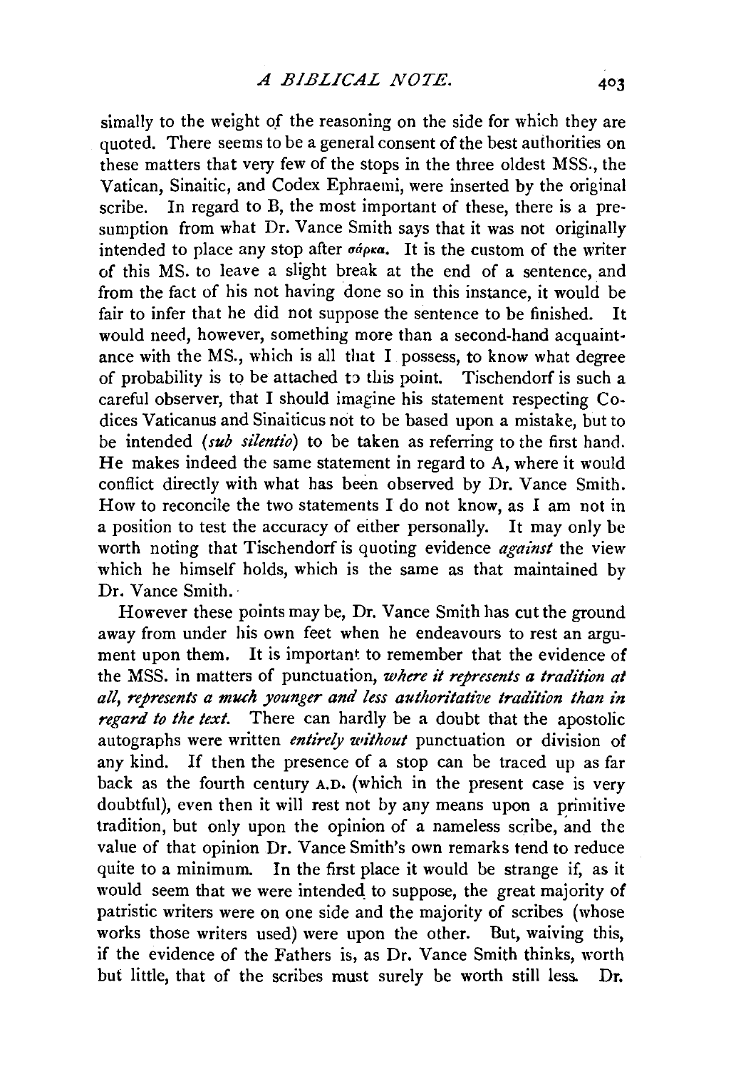simally to the weight of the reasoning on the side for which they are quoted. There seems to be a general consent of the best authorities on these matters that very few of the stops in the three oldest MSS., the Vatican, Sinaitic, and Codex Ephraemi, were inserted by the original scribe. In regard to B, the most important of these, there is a presumption from what Dr. Vance Smith says that it was not originally intended to place any stop after σάρκα. It is the custom of the writer of this MS. to leave a slight break at the end of a sentence, and from the fact of his not having done so in this instance, it would be fair to infer that he did not suppose the sentence to be finished. It would need, however, something more than a second-hand acquaintance with the MS., which is all that I possess, to know what degree of probability is to be attached to this point. Tischendorf is such a careful observer, that I should imagine his statement respecting Codices Vaticanus and Sinaiticus not to be based upon a mistake, but to be intended (*sub silentio*) to be taken as referring to the first hand. He makes indeed the same statement in regard to A, where it would conflict directly with what has been observed by Dr. Vance Smith. How to reconcile the two statements I do not know, as I am not in a position to test the accuracy of either personally. It may only be worth noting that Tischendorf is quoting evidence *against* the view which he himself holds, which is the same as that maintained by Dr. Vance Smith.

However these points may be, Dr. Vance Smith has cut the ground away from under his own feet when he endeavours to rest an argument upon them. It is important to remember that the evidence of the MSS. in matters of punctuation, *where it represents a tradition at all, represents a much younger and less authoritative tradition than in regard to the text.* There can hardly be a doubt that the apostolic autographs were written *entirely without* punctuation or division of any kind. If then the presence of a stop can be traced up as far back as the fourth century A.D. (which in the present case is very doubtful), even then it will rest not by any means upon a primitive tradition, but only upon the opinion of a nameless scribe, and the value of that opinion Dr. Vance Smith's own remarks tend to reduce quite to a minimum. In the first place it would be strange if, as it would seem that we were intended to suppose, the great majority of patristic writers were on one side and the majority of scribes (whose works those writers used) were upon the other. But, waiving this, if the evidence of the Fathers is, as Dr. Vance Smith thinks, worth but little, that of the scribes must surely be worth still less. Dr.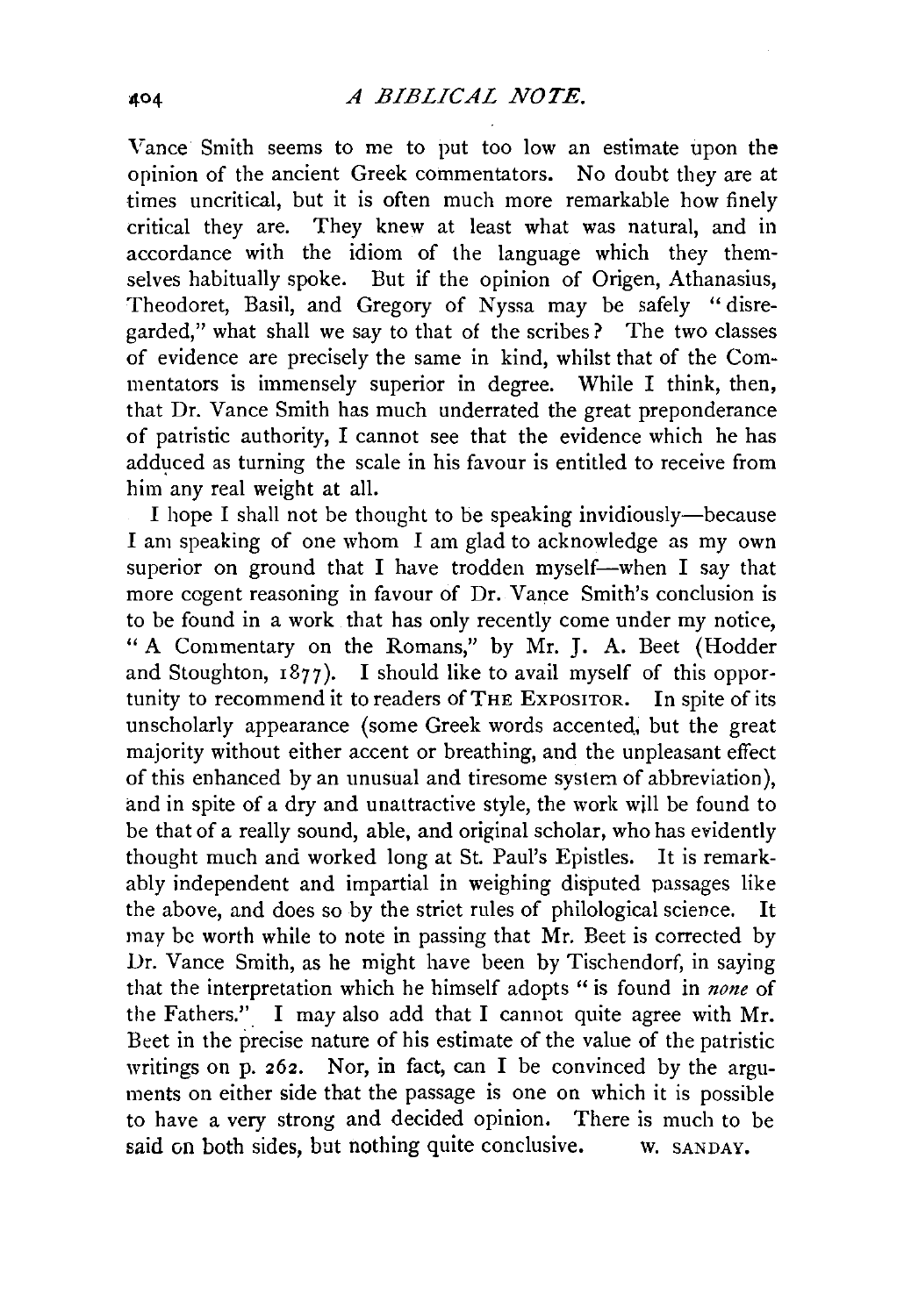Vance Smith seems to me to put too low an estimate upon the opinion of the ancient Greek commentators. No doubt they are at times uncritical, but it is often much more remarkable how finely critical they are. They knew at least what was natural, and in accordance with the idiom of the language which they themselves habitually spoke. But if the opinion of Origen, Athanasius, Theodoret, Basil, and Gregory of Nyssa may be safely "disregarded," what shall we say to that of the scribes? The two classes of evidence are precisely the same in kind, whilst that of the Commentators is immensely superior in degree. While I think, then, that Dr. Vance Smith has much underrated the great preponderance of patristic authority, I cannot see that the evidence which he has adduced as turning the scale in his favour is entitled to receive from him any real weight at all.

I hope I shall not be thought to be speaking invidiously—because I am speaking of one whom I am glad to acknowledge as my own superior on ground that I have trodden myself—when I say that more cogent reasoning in favour of Dr. Vance Smith's conclusion is to be found in a work that has only recently come under my notice, "A Commentary on the Romans," by Mr. J. A. Beet (Hodder and Stoughton, 1877). I should like to avail myself of this opportunity to recommend it to readers of THE EXPOSITOR. In spite of its unscholarly appearance (some Greek words accented, but the great majority without either accent or breathing, and the unpleasant effect of this enhanced by an unusual and tiresome system of abbreviation), and in spite of a dry and unattractive style, the work will be found to be that of a really sound, able, and original scholar, who has evidently thought much and worked long at St. Paul's Epistles. It is remarkably independent and impartial in weighing disputed passages like the above, and does so by the strict rules of philological science. It may be worth while to note in passing that Mr. Beet is corrected by Dr. Vance Smith, as he might have been by Tischendorf, in saying that the interpretation which he himself adopts "is found in *none* of the Fathers." I may also add that I cannot quite agree with Mr. Beet in the precise nature of his estimate of the value of the patristic writings on p. 262. Nor, in fact, can I be convinced by the arguments on either side that the passage is one on which it is possible to have a very strong and decided opinion. There is much to be said on both sides, but nothing quite conclusive.

W. SANDAY.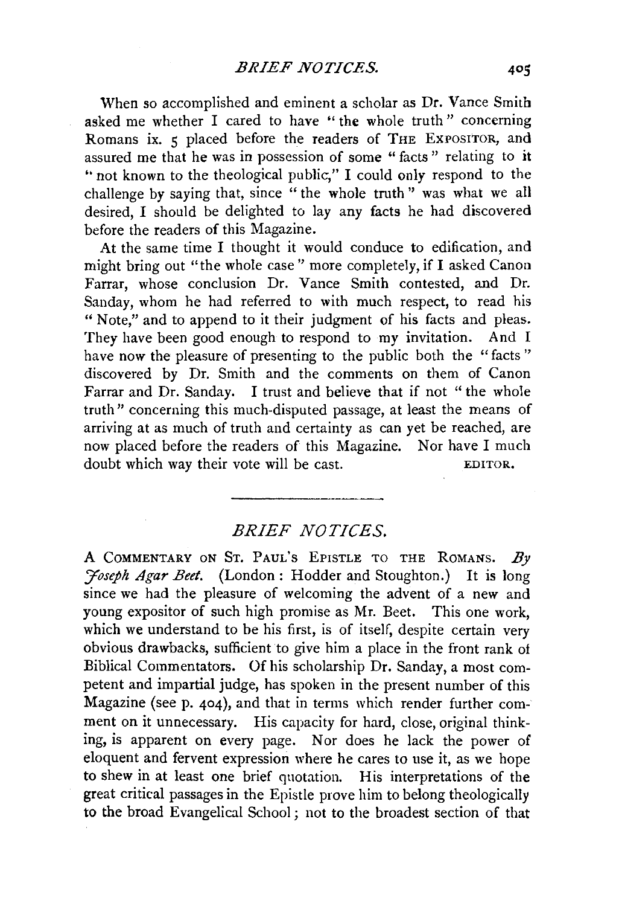When so accomplished and eminent a scholar as Dr. Vance Smith asked me whether I cared to have "the whole truth" concerning Romans ix. 5 placed before the readers of THE EXPOSITOR, and assured me that he was in possession of some "facts" relating to it "not known to the theological public," I could only respond to the challenge by saying that, since "the whole truth" was what we all desired, I should be delighted to lay any facts he had discovered before the readers of this Magazine.

At the same time I thought it would conduce to edification, and might bring out "the whole case" more completely, if I asked Canon Farrar, whose conclusion Dr. Vance Smith contested, and Dr. Sanday, whom he had referred to with much respect, to read his "Note," and to append to it their judgment of his facts and pleas. They have been good enough to respond to my invitation. And I have now the pleasure of presenting to the public both the "facts" discovered by Dr. Smith and the comments on them of Canon Farrar and Dr. Sanday. I trust and believe that if not "the whole truth" concerning this much-disputed passage, at least the means of arriving at as much of truth and certainty as can yet be reached, are now placed before the readers of this Magazine. Nor have I much doubt which way their vote will be cast. EDITOR.

---

## *BRIEF NOTICES.*

A COMMENTARY ON ST. PAUL'S EPISTLE TO THE ROMANS. *By Joseph Agar Beet.* (London: Hodder and Stoughton.) It is long since we had the pleasure of welcoming the advent of a new and young expositor of such high promise as Mr. Beet. This one work, which we understand to be his first, is of itself, despite certain very obvious drawbacks, sufficient to give him a place in the front rank of Biblical Commentators. Of his scholarship Dr. Sanday, a most competent and impartial judge, has spoken in the present number of this Magazine (see p. 404), and that in terms which render further comment on it unnecessary. His capacity for hard, close, original thinking, is apparent on every page. Nor does he lack the power of eloquent and fervent expression where he cares to use it, as we hope to shew in at least one brief quotation. His interpretations of the great critical passages in the Epistle prove him to belong theologically to the broad Evangelical School; not to the broadest section of that